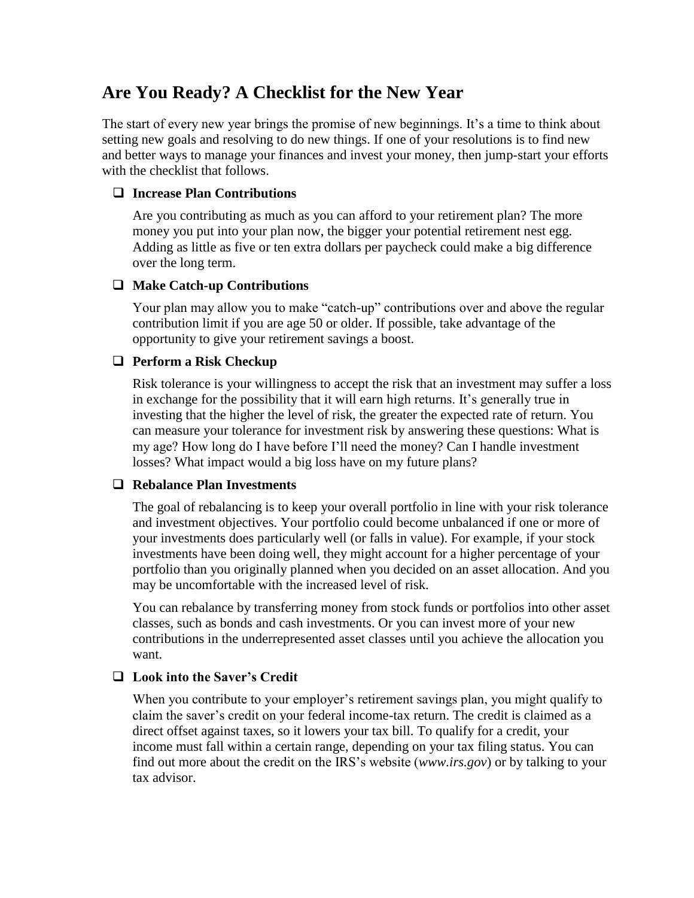# Are You Ready? A Checklist for the New Year

The start of every new year brings the promise of new beginnings. It's a time to think about setting new goals and resolving to do new things. If one of your resolutions is to find new and better ways to manage your finances and invest your money, then jump-start your efforts with the checklist that follows.

- [ ] **Increase Plan Contributions**

  Are you contributing as much as you can afford to your retirement plan? The more money you put into your plan now, the bigger your potential retirement nest egg. Adding as little as five or ten extra dollars per paycheck could make a big difference over the long term.

- [ ] **Make Catch-up Contributions**

  Your plan may allow you to make "catch-up" contributions over and above the regular contribution limit if you are age 50 or older. If possible, take advantage of the opportunity to give your retirement savings a boost.

- [ ] **Perform a Risk Checkup**

  Risk tolerance is your willingness to accept the risk that an investment may suffer a loss in exchange for the possibility that it will earn high returns. It's generally true in investing that the higher the level of risk, the greater the expected rate of return. You can measure your tolerance for investment risk by answering these questions: What is my age? How long do I have before I'll need the money? Can I handle investment losses? What impact would a big loss have on my future plans?

- [ ] **Rebalance Plan Investments**

  The goal of rebalancing is to keep your overall portfolio in line with your risk tolerance and investment objectives. Your portfolio could become unbalanced if one or more of your investments does particularly well (or falls in value). For example, if your stock investments have been doing well, they might account for a higher percentage of your portfolio than you originally planned when you decided on an asset allocation. And you may be uncomfortable with the increased level of risk.

  You can rebalance by transferring money from stock funds or portfolios into other asset classes, such as bonds and cash investments. Or you can invest more of your new contributions in the underrepresented asset classes until you achieve the allocation you want.

- [ ] **Look into the Saver's Credit**

  When you contribute to your employer's retirement savings plan, you might qualify to claim the saver's credit on your federal income-tax return. The credit is claimed as a direct offset against taxes, so it lowers your tax bill. To qualify for a credit, your income must fall within a certain range, depending on your tax filing status. You can find out more about the credit on the IRS's website (*www.irs.gov*) or by talking to your tax advisor.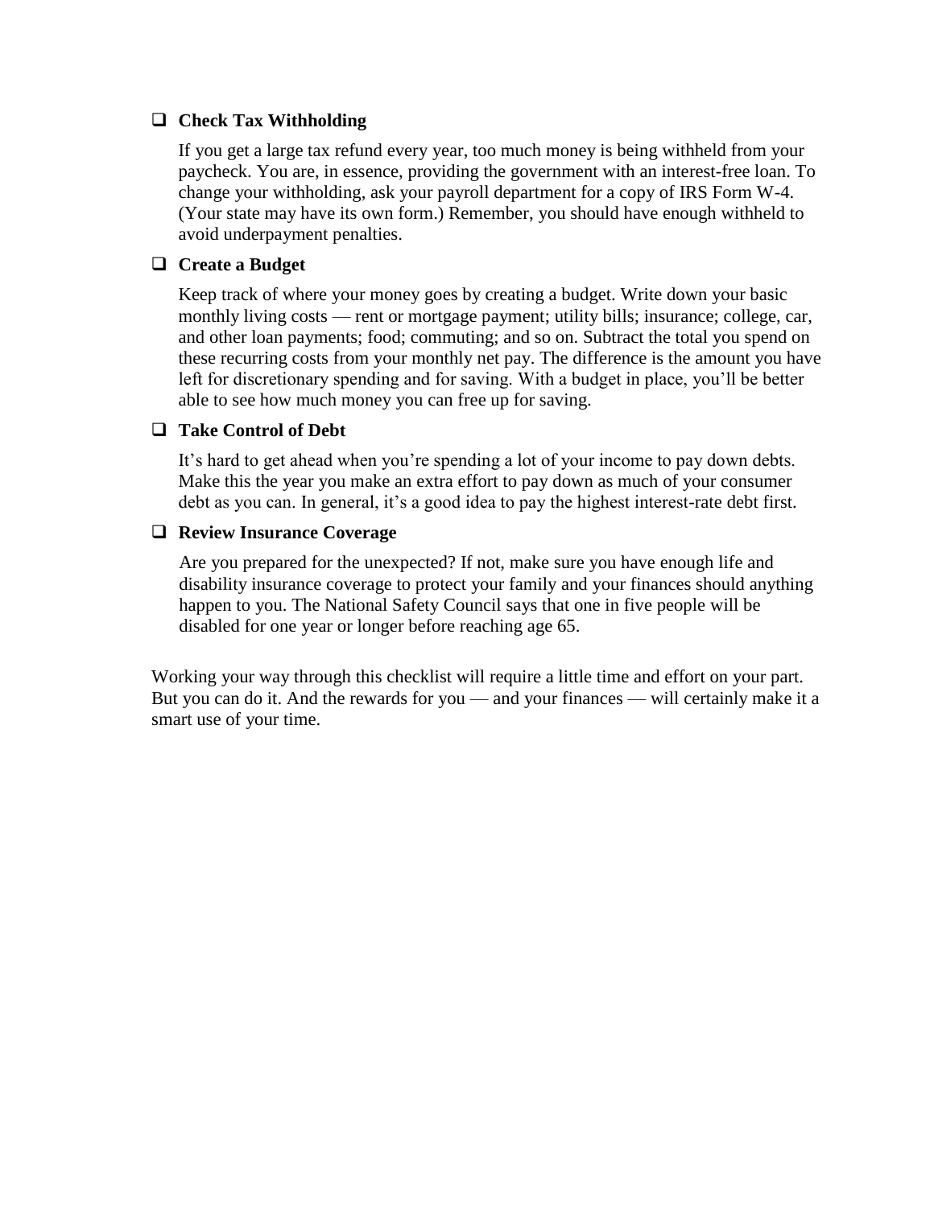- [ ] **Check Tax Withholding**

  If you get a large tax refund every year, too much money is being withheld from your paycheck. You are, in essence, providing the government with an interest-free loan. To change your withholding, ask your payroll department for a copy of IRS Form W-4. (Your state may have its own form.) Remember, you should have enough withheld to avoid underpayment penalties.

- [ ] **Create a Budget**

  Keep track of where your money goes by creating a budget. Write down your basic monthly living costs — rent or mortgage payment; utility bills; insurance; college, car, and other loan payments; food; commuting; and so on. Subtract the total you spend on these recurring costs from your monthly net pay. The difference is the amount you have left for discretionary spending and for saving. With a budget in place, you'll be better able to see how much money you can free up for saving.

- [ ] **Take Control of Debt**

  It's hard to get ahead when you're spending a lot of your income to pay down debts. Make this the year you make an extra effort to pay down as much of your consumer debt as you can. In general, it's a good idea to pay the highest interest-rate debt first.

- [ ] **Review Insurance Coverage**

  Are you prepared for the unexpected? If not, make sure you have enough life and disability insurance coverage to protect your family and your finances should anything happen to you. The National Safety Council says that one in five people will be disabled for one year or longer before reaching age 65.

Working your way through this checklist will require a little time and effort on your part. But you can do it. And the rewards for you — and your finances — will certainly make it a smart use of your time.